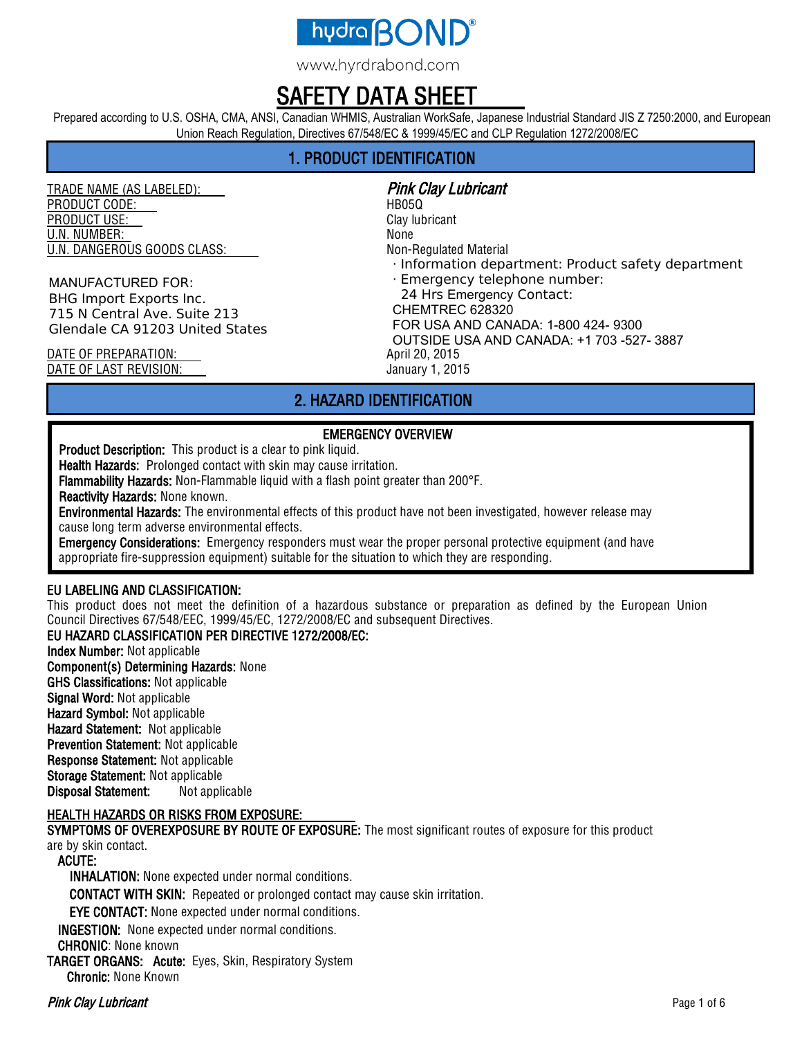hydraBOND®

www.hyrdrabond.com

# SAFETY DATA SHEET

Prepared according to U.S. OSHA, CMA, ANSI, Canadian WHMIS, Australian WorkSafe, Japanese Industrial Standard JIS Z 7250:2000, and European Union Reach Regulation, Directives 67/548/EC & 1999/45/EC and CLP Regulation 1272/2008/EC

## 1. PRODUCT IDENTIFICATION

TRADE NAME (AS LABELED): ***Pink Clay Lubricant***
PRODUCT CODE: HB05Q
PRODUCT USE: Clay lubricant
U.N. NUMBER: None
U.N. DANGEROUS GOODS CLASS: Non-Regulated Material

· Information department: Product safety department
· Emergency telephone number:
24 Hrs Emergency Contact:
CHEMTREC 628320
FOR USA AND CANADA: 1-800 424- 9300
OUTSIDE USA AND CANADA: +1 703 -527- 3887

MANUFACTURED FOR:
BHG Import Exports Inc.
715 N Central Ave. Suite 213
Glendale CA 91203 United States

DATE OF PREPARATION: April 20, 2015
DATE OF LAST REVISION: January 1, 2015

## 2. HAZARD IDENTIFICATION

### EMERGENCY OVERVIEW

**Product Description:** This product is a clear to pink liquid.
**Health Hazards:** Prolonged contact with skin may cause irritation.
**Flammability Hazards:** Non-Flammable liquid with a flash point greater than 200°F.
**Reactivity Hazards:** None known.
**Environmental Hazards:** The environmental effects of this product have not been investigated, however release may cause long term adverse environmental effects.
**Emergency Considerations:** Emergency responders must wear the proper personal protective equipment (and have appropriate fire-suppression equipment) suitable for the situation to which they are responding.

**EU LABELING AND CLASSIFICATION:**
This product does not meet the definition of a hazardous substance or preparation as defined by the European Union Council Directives 67/548/EEC, 1999/45/EC, 1272/2008/EC and subsequent Directives.

**EU HAZARD CLASSIFICATION PER DIRECTIVE 1272/2008/EC:**
**Index Number:** Not applicable
**Component(s) Determining Hazards:** None
**GHS Classifications:** Not applicable
**Signal Word:** Not applicable
**Hazard Symbol:** Not applicable
**Hazard Statement:** Not applicable
**Prevention Statement:** Not applicable
**Response Statement:** Not applicable
**Storage Statement:** Not applicable
**Disposal Statement:** Not applicable

**HEALTH HAZARDS OR RISKS FROM EXPOSURE:**
**SYMPTOMS OF OVEREXPOSURE BY ROUTE OF EXPOSURE:** The most significant routes of exposure for this product are by skin contact.

**ACUTE:**
- **INHALATION:** None expected under normal conditions.
- **CONTACT WITH SKIN:** Repeated or prolonged contact may cause skin irritation.
- **EYE CONTACT:** None expected under normal conditions.

**INGESTION:** None expected under normal conditions.
**CHRONIC**: None known
**TARGET ORGANS:** **Acute:** Eyes, Skin, Respiratory System
**Chronic:** None Known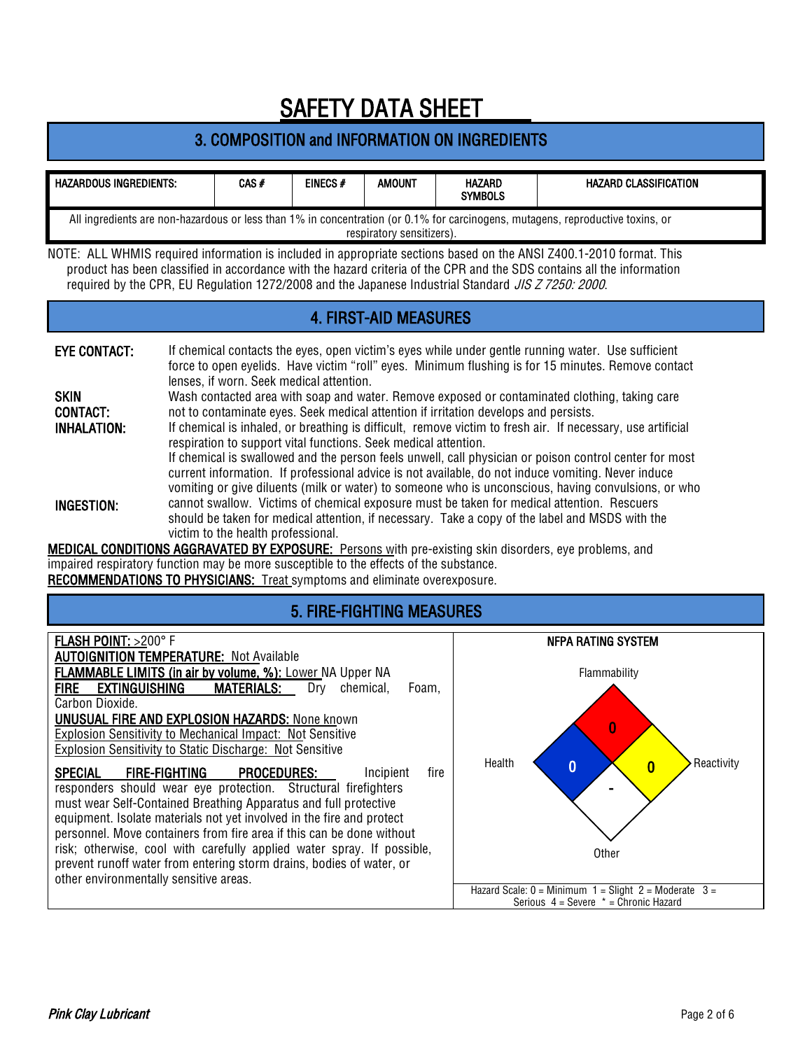# SAFETY DATA SHEET

## 3. COMPOSITION and INFORMATION ON INGREDIENTS

| HAZARDOUS INGREDIENTS: | CAS # | EINECS # | AMOUNT | HAZARD SYMBOLS | HAZARD CLASSIFICATION |
|---|---|---|---|---|---|
| All ingredients are non-hazardous or less than 1% in concentration (or 0.1% for carcinogens, mutagens, reproductive toxins, or respiratory sensitizers). | | | | | |

NOTE: ALL WHMIS required information is included in appropriate sections based on the ANSI Z400.1-2010 format. This product has been classified in accordance with the hazard criteria of the CPR and the SDS contains all the information required by the CPR, EU Regulation 1272/2008 and the Japanese Industrial Standard *JIS Z 7250: 2000*.

## 4. FIRST-AID MEASURES

**EYE CONTACT:** If chemical contacts the eyes, open victim's eyes while under gentle running water. Use sufficient force to open eyelids. Have victim "roll" eyes. Minimum flushing is for 15 minutes. Remove contact lenses, if worn. Seek medical attention.

**SKIN CONTACT:** Wash contacted area with soap and water. Remove exposed or contaminated clothing, taking care not to contaminate eyes. Seek medical attention if irritation develops and persists.

**INHALATION:** If chemical is inhaled, or breathing is difficult, remove victim to fresh air. If necessary, use artificial respiration to support vital functions. Seek medical attention.

**INGESTION:** If chemical is swallowed and the person feels unwell, call physician or poison control center for most current information. If professional advice is not available, do not induce vomiting. Never induce vomiting or give diluents (milk or water) to someone who is unconscious, having convulsions, or who cannot swallow. Victims of chemical exposure must be taken for medical attention. Rescuers should be taken for medical attention, if necessary. Take a copy of the label and MSDS with the victim to the health professional.

**MEDICAL CONDITIONS AGGRAVATED BY EXPOSURE:** Persons with pre-existing skin disorders, eye problems, and impaired respiratory function may be more susceptible to the effects of the substance.

**RECOMMENDATIONS TO PHYSICIANS:** Treat symptoms and eliminate overexposure.

## 5. FIRE-FIGHTING MEASURES

**FLASH POINT:** >200° F

**AUTOIGNITION TEMPERATURE:** Not Available

**FLAMMABLE LIMITS (in air by volume, %):** Lower NA Upper NA

**FIRE EXTINGUISHING MATERIALS:** Dry chemical, Foam, Carbon Dioxide.

**UNUSUAL FIRE AND EXPLOSION HAZARDS:** None known

Explosion Sensitivity to Mechanical Impact: Not Sensitive

Explosion Sensitivity to Static Discharge: Not Sensitive

**SPECIAL FIRE-FIGHTING PROCEDURES:** Incipient fire responders should wear eye protection. Structural firefighters must wear Self-Contained Breathing Apparatus and full protective equipment. Isolate materials not yet involved in the fire and protect personnel. Move containers from fire area if this can be done without risk; otherwise, cool with carefully applied water spray. If possible, prevent runoff water from entering storm drains, bodies of water, or other environmentally sensitive areas.

**NFPA RATING SYSTEM**

| Health | Flammability | Reactivity | Other |
|---|---|---|---|
| 0 | 0 | 0 | - |

Hazard Scale: 0 = Minimum 1 = Slight 2 = Moderate 3 = Serious 4 = Severe * = Chronic Hazard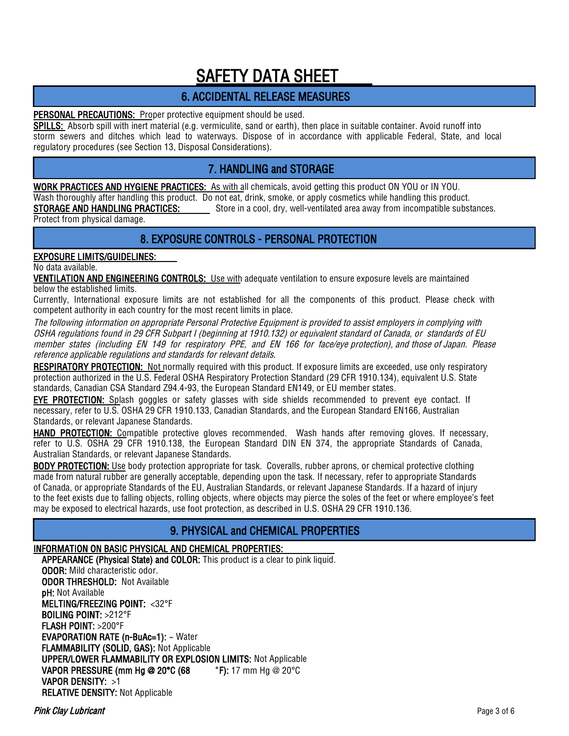# SAFETY DATA SHEET

## 6. ACCIDENTAL RELEASE MEASURES

**PERSONAL PRECAUTIONS:** Proper protective equipment should be used.

**SPILLS:** Absorb spill with inert material (e.g. vermiculite, sand or earth), then place in suitable container. Avoid runoff into storm sewers and ditches which lead to waterways. Dispose of in accordance with applicable Federal, State, and local regulatory procedures (see Section 13, Disposal Considerations).

## 7. HANDLING and STORAGE

**WORK PRACTICES AND HYGIENE PRACTICES:** As with all chemicals, avoid getting this product ON YOU or IN YOU. Wash thoroughly after handling this product. Do not eat, drink, smoke, or apply cosmetics while handling this product.

**STORAGE AND HANDLING PRACTICES:** Store in a cool, dry, well-ventilated area away from incompatible substances. Protect from physical damage.

## 8. EXPOSURE CONTROLS - PERSONAL PROTECTION

**EXPOSURE LIMITS/GUIDELINES:**

No data available.

**VENTILATION AND ENGINEERING CONTROLS:** Use with adequate ventilation to ensure exposure levels are maintained below the established limits.

Currently, International exposure limits are not established for all the components of this product. Please check with competent authority in each country for the most recent limits in place.

*The following information on appropriate Personal Protective Equipment is provided to assist employers in complying with OSHA regulations found in 29 CFR Subpart I (beginning at 1910.132) or equivalent standard of Canada, or standards of EU member states (including EN 149 for respiratory PPE, and EN 166 for face/eye protection), and those of Japan. Please reference applicable regulations and standards for relevant details.*

**RESPIRATORY PROTECTION:** Not normally required with this product. If exposure limits are exceeded, use only respiratory protection authorized in the U.S. Federal OSHA Respiratory Protection Standard (29 CFR 1910.134), equivalent U.S. State standards, Canadian CSA Standard Z94.4-93, the European Standard EN149, or EU member states.

**EYE PROTECTION:** Splash goggles or safety glasses with side shields recommended to prevent eye contact. If necessary, refer to U.S. OSHA 29 CFR 1910.133, Canadian Standards, and the European Standard EN166, Australian Standards, or relevant Japanese Standards.

**HAND PROTECTION:** Compatible protective gloves recommended. Wash hands after removing gloves. If necessary, refer to U.S. OSHA 29 CFR 1910.138, the European Standard DIN EN 374, the appropriate Standards of Canada, Australian Standards, or relevant Japanese Standards.

**BODY PROTECTION:** Use body protection appropriate for task. Coveralls, rubber aprons, or chemical protective clothing made from natural rubber are generally acceptable, depending upon the task. If necessary, refer to appropriate Standards of Canada, or appropriate Standards of the EU, Australian Standards, or relevant Japanese Standards. If a hazard of injury to the feet exists due to falling objects, rolling objects, where objects may pierce the soles of the feet or where employee's feet may be exposed to electrical hazards, use foot protection, as described in U.S. OSHA 29 CFR 1910.136.

## 9. PHYSICAL and CHEMICAL PROPERTIES

**INFORMATION ON BASIC PHYSICAL AND CHEMICAL PROPERTIES:**

**APPEARANCE (Physical State) and COLOR:** This product is a clear to pink liquid.
**ODOR:** Mild characteristic odor.
**ODOR THRESHOLD:** Not Available
**pH:** Not Available
**MELTING/FREEZING POINT:** <32°F
**BOILING POINT:** >212°F
**FLASH POINT:** >200°F
**EVAPORATION RATE (n-BuAc=1):** ~ Water
**FLAMMABILITY (SOLID, GAS):** Not Applicable
**UPPER/LOWER FLAMMABILITY OR EXPLOSION LIMITS:** Not Applicable
**VAPOR PRESSURE (mm Hg @ 20°C (68 °F):** 17 mm Hg @ 20°C
**VAPOR DENSITY:** >1
**RELATIVE DENSITY:** Not Applicable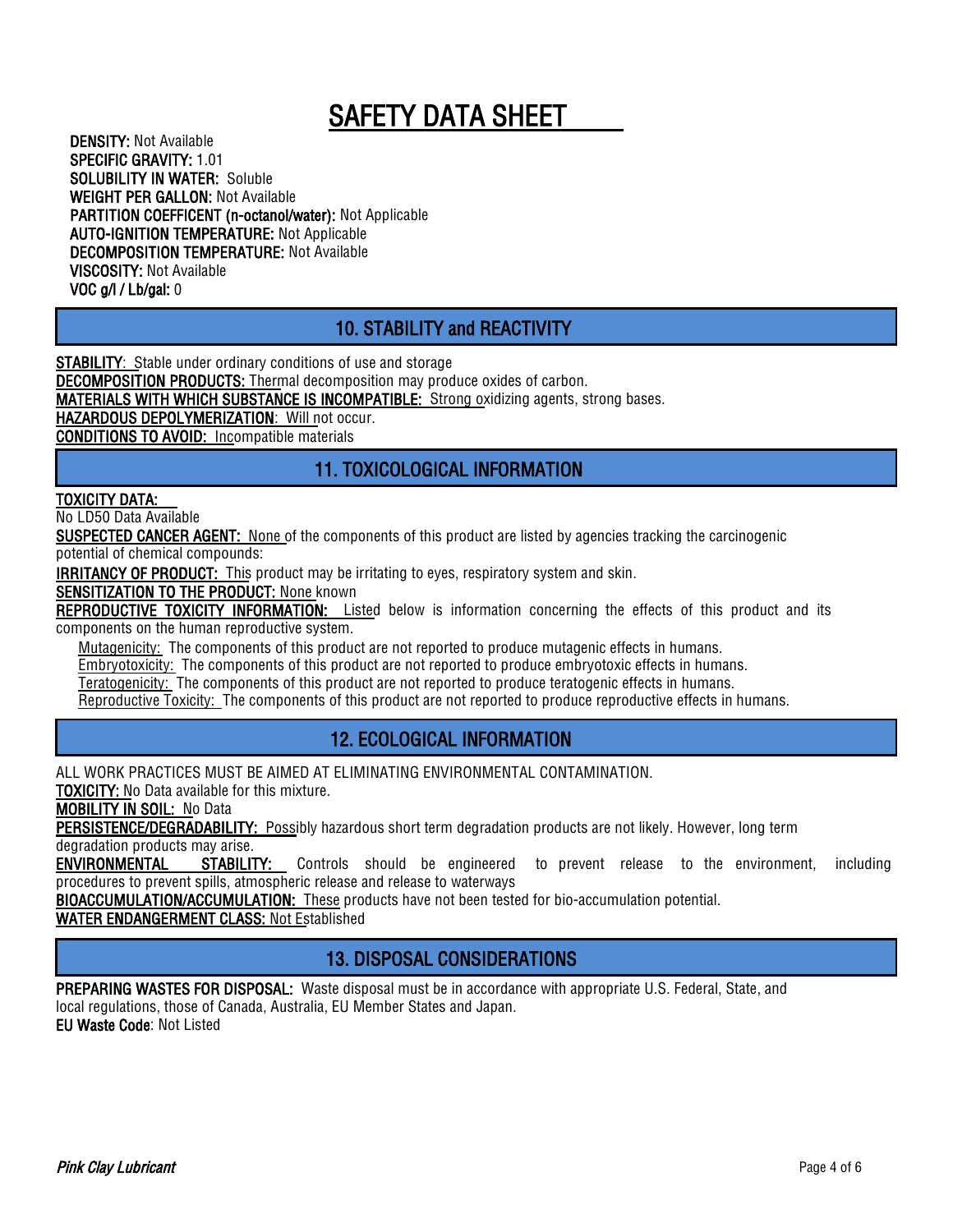# SAFETY DATA SHEET

**DENSITY:** Not Available
**SPECIFIC GRAVITY:** 1.01
**SOLUBILITY IN WATER:** Soluble
**WEIGHT PER GALLON:** Not Available
**PARTITION COEFFICENT (n-octanol/water):** Not Applicable
**AUTO-IGNITION TEMPERATURE:** Not Applicable
**DECOMPOSITION TEMPERATURE:** Not Available
**VISCOSITY:** Not Available
**VOC g/l / Lb/gal:** 0

## 10. STABILITY and REACTIVITY

**STABILITY**: Stable under ordinary conditions of use and storage
**DECOMPOSITION PRODUCTS:** Thermal decomposition may produce oxides of carbon.
**MATERIALS WITH WHICH SUBSTANCE IS INCOMPATIBLE:** Strong oxidizing agents, strong bases.
**HAZARDOUS DEPOLYMERIZATION**: Will not occur.
**CONDITIONS TO AVOID:** Incompatible materials

## 11. TOXICOLOGICAL INFORMATION

**TOXICITY DATA:**
No LD50 Data Available
**SUSPECTED CANCER AGENT:** None of the components of this product are listed by agencies tracking the carcinogenic potential of chemical compounds:
**IRRITANCY OF PRODUCT:** This product may be irritating to eyes, respiratory system and skin.
**SENSITIZATION TO THE PRODUCT:** None known
**REPRODUCTIVE TOXICITY INFORMATION:** Listed below is information concerning the effects of this product and its components on the human reproductive system.

Mutagenicity: The components of this product are not reported to produce mutagenic effects in humans.
Embryotoxicity: The components of this product are not reported to produce embryotoxic effects in humans.
Teratogenicity: The components of this product are not reported to produce teratogenic effects in humans.
Reproductive Toxicity: The components of this product are not reported to produce reproductive effects in humans.

## 12. ECOLOGICAL INFORMATION

ALL WORK PRACTICES MUST BE AIMED AT ELIMINATING ENVIRONMENTAL CONTAMINATION.
**TOXICITY:** No Data available for this mixture.
**MOBILITY IN SOIL:** No Data
**PERSISTENCE/DEGRADABILITY:** Possibly hazardous short term degradation products are not likely. However, long term degradation products may arise.
**ENVIRONMENTAL STABILITY:** Controls should be engineered to prevent release to the environment, including procedures to prevent spills, atmospheric release and release to waterways
**BIOACCUMULATION/ACCUMULATION:** These products have not been tested for bio-accumulation potential.
**WATER ENDANGERMENT CLASS:** Not Established

## 13. DISPOSAL CONSIDERATIONS

**PREPARING WASTES FOR DISPOSAL:** Waste disposal must be in accordance with appropriate U.S. Federal, State, and local regulations, those of Canada, Australia, EU Member States and Japan.
**EU Waste Code**: Not Listed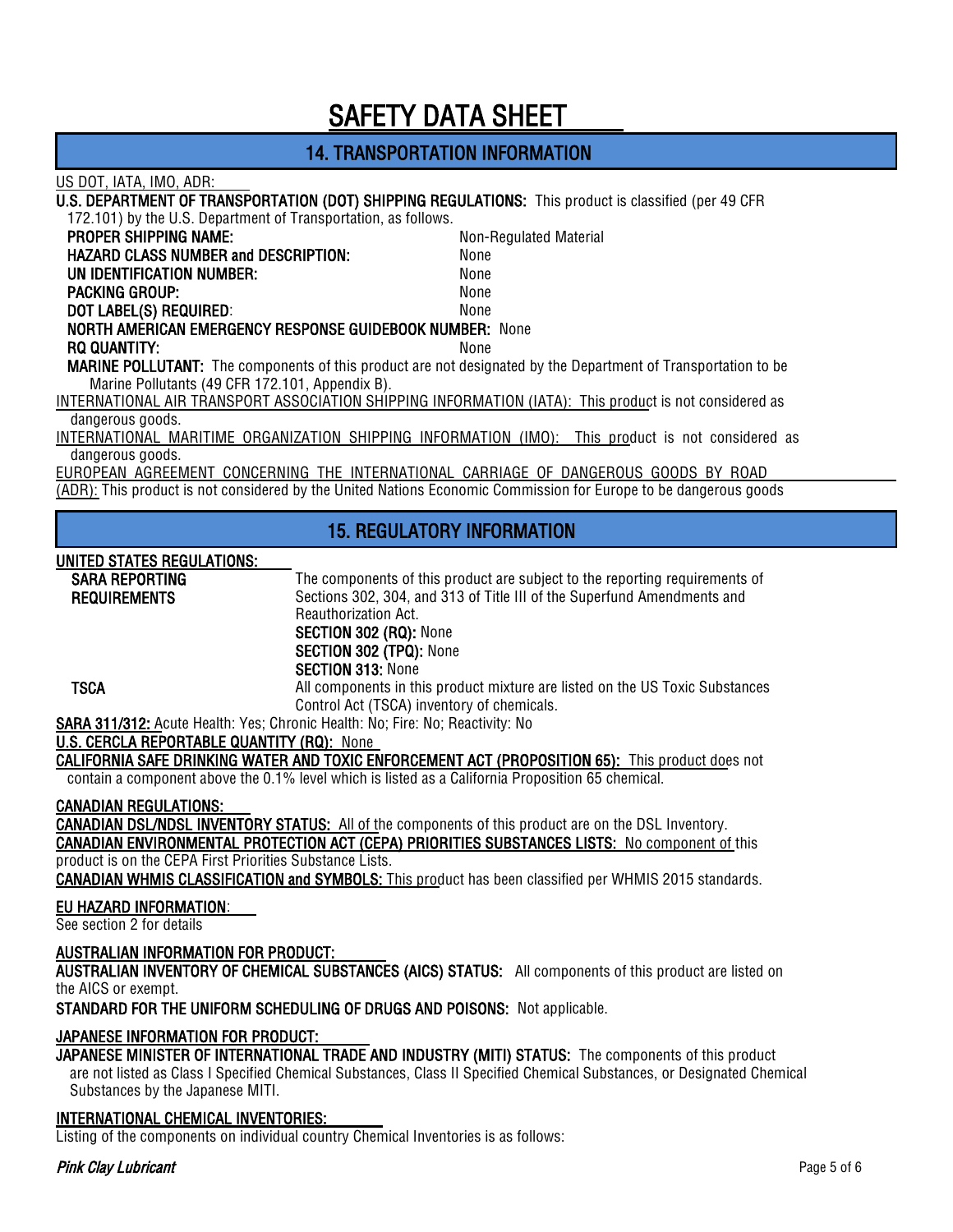# SAFETY DATA SHEET

## 14. TRANSPORTATION INFORMATION

US DOT, IATA, IMO, ADR:

**U.S. DEPARTMENT OF TRANSPORTATION (DOT) SHIPPING REGULATIONS:** This product is classified (per 49 CFR 172.101) by the U.S. Department of Transportation, as follows.

**PROPER SHIPPING NAME:** Non-Regulated Material

**HAZARD CLASS NUMBER and DESCRIPTION:** None

**UN IDENTIFICATION NUMBER:** None

**PACKING GROUP:** None

**DOT LABEL(S) REQUIRED:** None

**NORTH AMERICAN EMERGENCY RESPONSE GUIDEBOOK NUMBER:** None

**RQ QUANTITY:** None

**MARINE POLLUTANT:** The components of this product are not designated by the Department of Transportation to be Marine Pollutants (49 CFR 172.101, Appendix B).

INTERNATIONAL AIR TRANSPORT ASSOCIATION SHIPPING INFORMATION (IATA): This product is not considered as dangerous goods.

INTERNATIONAL MARITIME ORGANIZATION SHIPPING INFORMATION (IMO): This product is not considered as dangerous goods.

EUROPEAN AGREEMENT CONCERNING THE INTERNATIONAL CARRIAGE OF DANGEROUS GOODS BY ROAD (ADR): This product is not considered by the United Nations Economic Commission for Europe to be dangerous goods

## 15. REGULATORY INFORMATION

**UNITED STATES REGULATIONS:**

**SARA REPORTING REQUIREMENTS** The components of this product are subject to the reporting requirements of Sections 302, 304, and 313 of Title III of the Superfund Amendments and Reauthorization Act.

**SECTION 302 (RQ):** None

**SECTION 302 (TPQ):** None

**SECTION 313:** None

**TSCA** All components in this product mixture are listed on the US Toxic Substances Control Act (TSCA) inventory of chemicals.

**SARA 311/312:** Acute Health: Yes; Chronic Health: No; Fire: No; Reactivity: No

**U.S. CERCLA REPORTABLE QUANTITY (RQ):** None

**CALIFORNIA SAFE DRINKING WATER AND TOXIC ENFORCEMENT ACT (PROPOSITION 65):** This product does not contain a component above the 0.1% level which is listed as a California Proposition 65 chemical.

**CANADIAN REGULATIONS:**

**CANADIAN DSL/NDSL INVENTORY STATUS:** All of the components of this product are on the DSL Inventory.

**CANADIAN ENVIRONMENTAL PROTECTION ACT (CEPA) PRIORITIES SUBSTANCES LISTS:** No component of this product is on the CEPA First Priorities Substance Lists.

**CANADIAN WHMIS CLASSIFICATION and SYMBOLS:** This product has been classified per WHMIS 2015 standards.

**EU HAZARD INFORMATION:**

See section 2 for details

**AUSTRALIAN INFORMATION FOR PRODUCT:**

**AUSTRALIAN INVENTORY OF CHEMICAL SUBSTANCES (AICS) STATUS:** All components of this product are listed on the AICS or exempt.

**STANDARD FOR THE UNIFORM SCHEDULING OF DRUGS AND POISONS:** Not applicable.

**JAPANESE INFORMATION FOR PRODUCT:**

**JAPANESE MINISTER OF INTERNATIONAL TRADE AND INDUSTRY (MITI) STATUS:** The components of this product are not listed as Class I Specified Chemical Substances, Class II Specified Chemical Substances, or Designated Chemical Substances by the Japanese MITI.

**INTERNATIONAL CHEMICAL INVENTORIES:**

Listing of the components on individual country Chemical Inventories is as follows: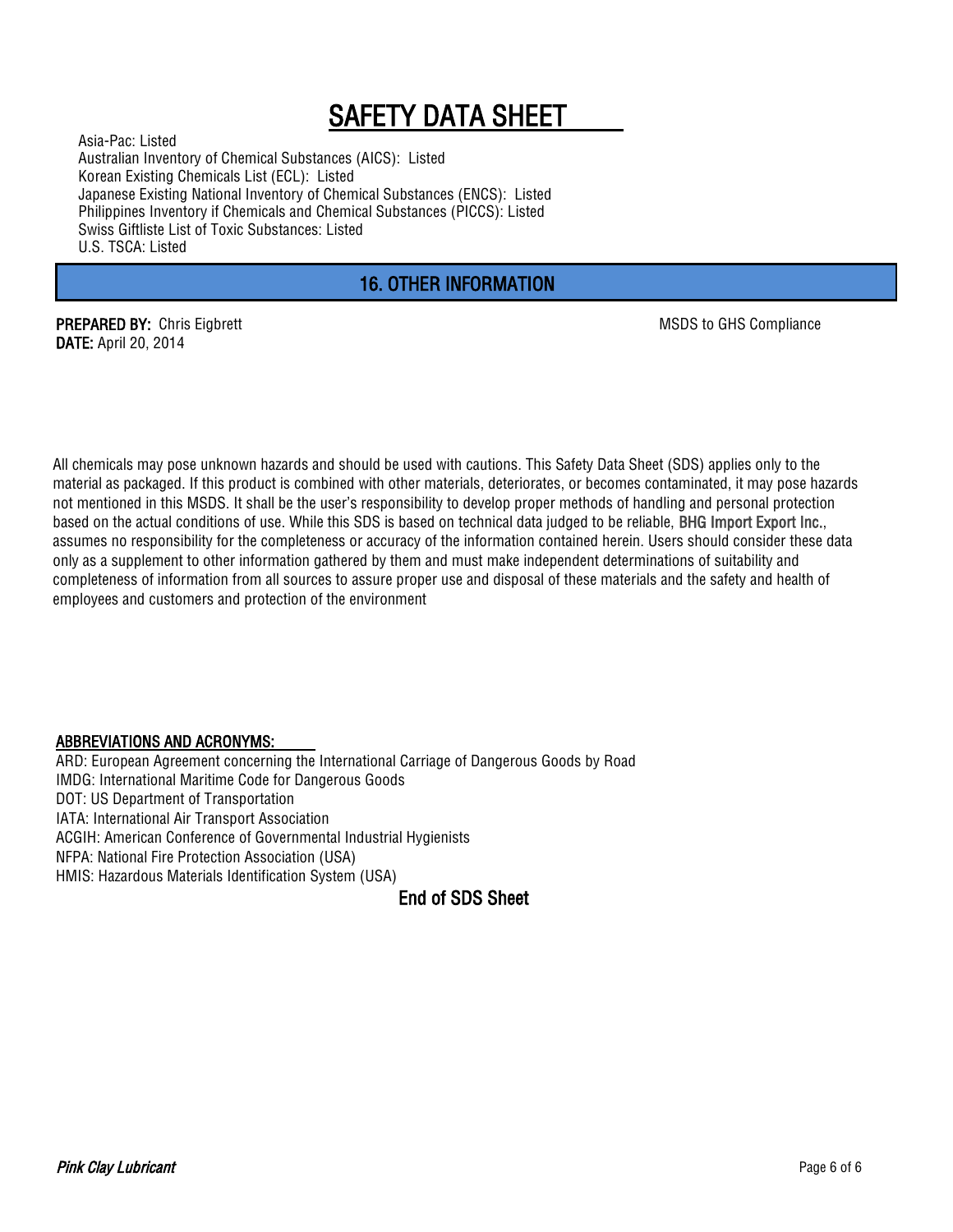Asia-Pac: Listed
Australian Inventory of Chemical Substances (AICS): Listed
Korean Existing Chemicals List (ECL): Listed
Japanese Existing National Inventory of Chemical Substances (ENCS): Listed
Philippines Inventory if Chemicals and Chemical Substances (PICCS): Listed
Swiss Giftliste List of Toxic Substances: Listed
U.S. TSCA: Listed

## 16. OTHER INFORMATION

**PREPARED BY:** Chris Eigbrett

**DATE:** April 20, 2014

MSDS to GHS Compliance

All chemicals may pose unknown hazards and should be used with cautions. This Safety Data Sheet (SDS) applies only to the material as packaged. If this product is combined with other materials, deteriorates, or becomes contaminated, it may pose hazards not mentioned in this MSDS. It shall be the user's responsibility to develop proper methods of handling and personal protection based on the actual conditions of use. While this SDS is based on technical data judged to be reliable, BHG Import Export Inc., assumes no responsibility for the completeness or accuracy of the information contained herein. Users should consider these data only as a supplement to other information gathered by them and must make independent determinations of suitability and completeness of information from all sources to assure proper use and disposal of these materials and the safety and health of employees and customers and protection of the environment

**ABBREVIATIONS AND ACRONYMS:**

ARD: European Agreement concerning the International Carriage of Dangerous Goods by Road
IMDG: International Maritime Code for Dangerous Goods
DOT: US Department of Transportation
IATA: International Air Transport Association
ACGIH: American Conference of Governmental Industrial Hygienists
NFPA: National Fire Protection Association (USA)
HMIS: Hazardous Materials Identification System (USA)

**End of SDS Sheet**